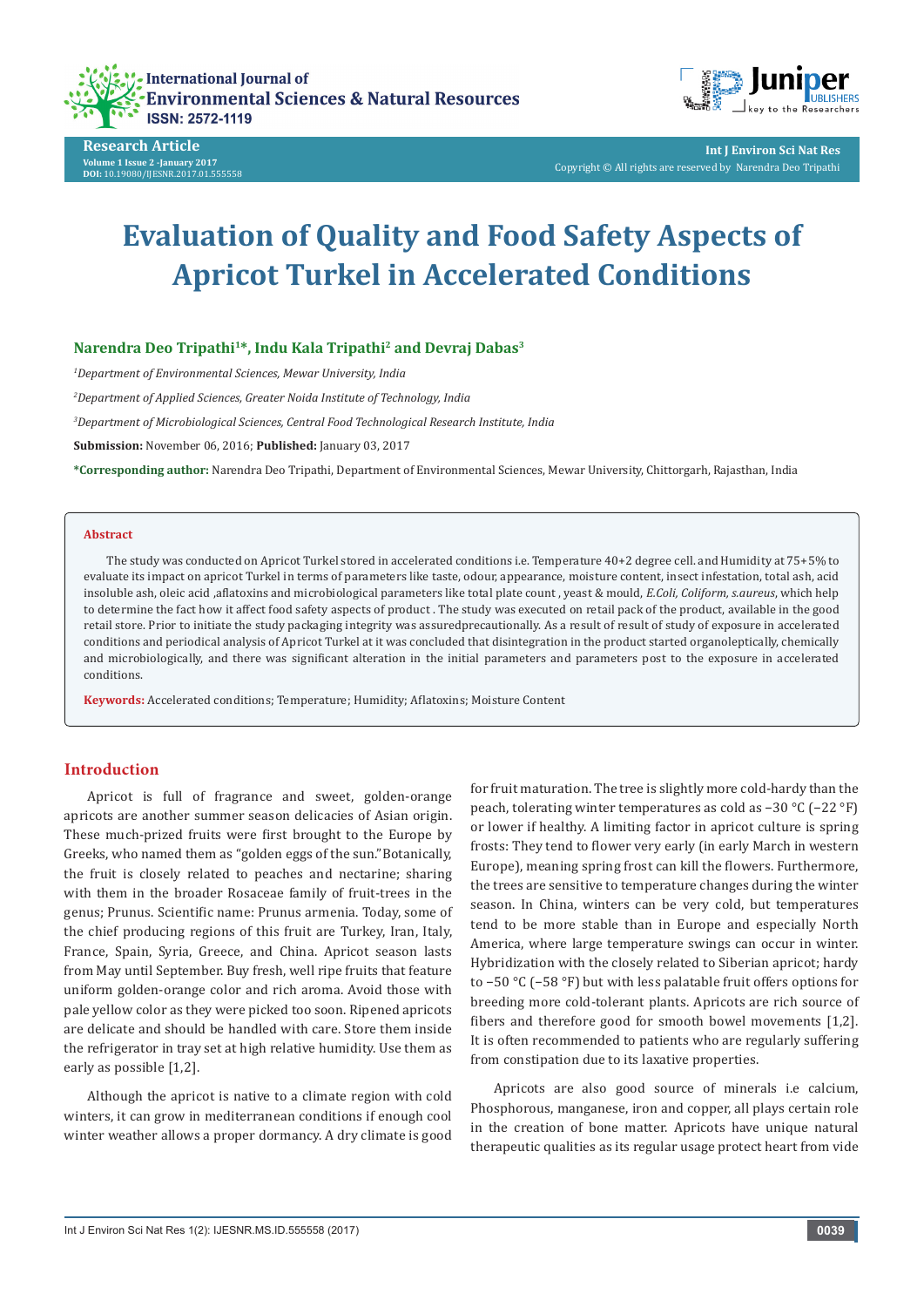International Journal of Environmental Sciences & Natural Resources
ISSN: 2572-1119

**Research Article**
Volume 1 Issue 2 -January 2017
DOI: 10.19080/IJESNR.2017.01.555558

Int J Environ Sci Nat Res
Copyright © All rights are reserved by Narendra Deo Tripathi

# Evaluation of Quality and Food Safety Aspects of Apricot Turkel in Accelerated Conditions

**Narendra Deo Tripathi[1]*, Indu Kala Tripathi[2] and Devraj Dabas[3]**

[1]*Department of Environmental Sciences, Mewar University, India*

[2]*Department of Applied Sciences, Greater Noida Institute of Technology, India*

[3]*Department of Microbiological Sciences, Central Food Technological Research Institute, India*

**Submission:** November 06, 2016; **Published:** January 03, 2017

***Corresponding author:** Narendra Deo Tripathi, Department of Environmental Sciences, Mewar University, Chittorgarh, Rajasthan, India

## Abstract

The study was conducted on Apricot Turkel stored in accelerated conditions i.e. Temperature 40+2 degree cell. and Humidity at 75+5% to evaluate its impact on apricot Turkel in terms of parameters like taste, odour, appearance, moisture content, insect infestation, total ash, acid insoluble ash, oleic acid ,aflatoxins and microbiological parameters like total plate count , yeast & mould, *E.Coli, Coliform, s.aureus*, which help to determine the fact how it affect food safety aspects of product . The study was executed on retail pack of the product, available in the good retail store. Prior to initiate the study packaging integrity was assuredprecautionally. As a result of result of study of exposure in accelerated conditions and periodical analysis of Apricot Turkel at it was concluded that disintegration in the product started organoleptically, chemically and microbiologically, and there was significant alteration in the initial parameters and parameters post to the exposure in accelerated conditions.

**Keywords:** Accelerated conditions; Temperature; Humidity; Aflatoxins; Moisture Content

## Introduction

Apricot is full of fragrance and sweet, golden-orange apricots are another summer season delicacies of Asian origin. These much-prized fruits were first brought to the Europe by Greeks, who named them as "golden eggs of the sun." Botanically, the fruit is closely related to peaches and nectarine; sharing with them in the broader Rosaceae family of fruit-trees in the genus; Prunus. Scientific name: Prunus armenia. Today, some of the chief producing regions of this fruit are Turkey, Iran, Italy, France, Spain, Syria, Greece, and China. Apricot season lasts from May until September. Buy fresh, well ripe fruits that feature uniform golden-orange color and rich aroma. Avoid those with pale yellow color as they were picked too soon. Ripened apricots are delicate and should be handled with care. Store them inside the refrigerator in tray set at high relative humidity. Use them as early as possible [1,2].

Although the apricot is native to a climate region with cold winters, it can grow in mediterranean conditions if enough cool winter weather allows a proper dormancy. A dry climate is good for fruit maturation. The tree is slightly more cold-hardy than the peach, tolerating winter temperatures as cold as −30 °C (−22 °F) or lower if healthy. A limiting factor in apricot culture is spring frosts: They tend to flower very early (in early March in western Europe), meaning spring frost can kill the flowers. Furthermore, the trees are sensitive to temperature changes during the winter season. In China, winters can be very cold, but temperatures tend to be more stable than in Europe and especially North America, where large temperature swings can occur in winter. Hybridization with the closely related to Siberian apricot; hardy to −50 °C (−58 °F) but with less palatable fruit offers options for breeding more cold-tolerant plants. Apricots are rich source of fibers and therefore good for smooth bowel movements [1,2]. It is often recommended to patients who are regularly suffering from constipation due to its laxative properties.

Apricots are also good source of minerals i.e calcium, Phosphorous, manganese, iron and copper, all plays certain role in the creation of bone matter. Apricots have unique natural therapeutic qualities as its regular usage protect heart from vide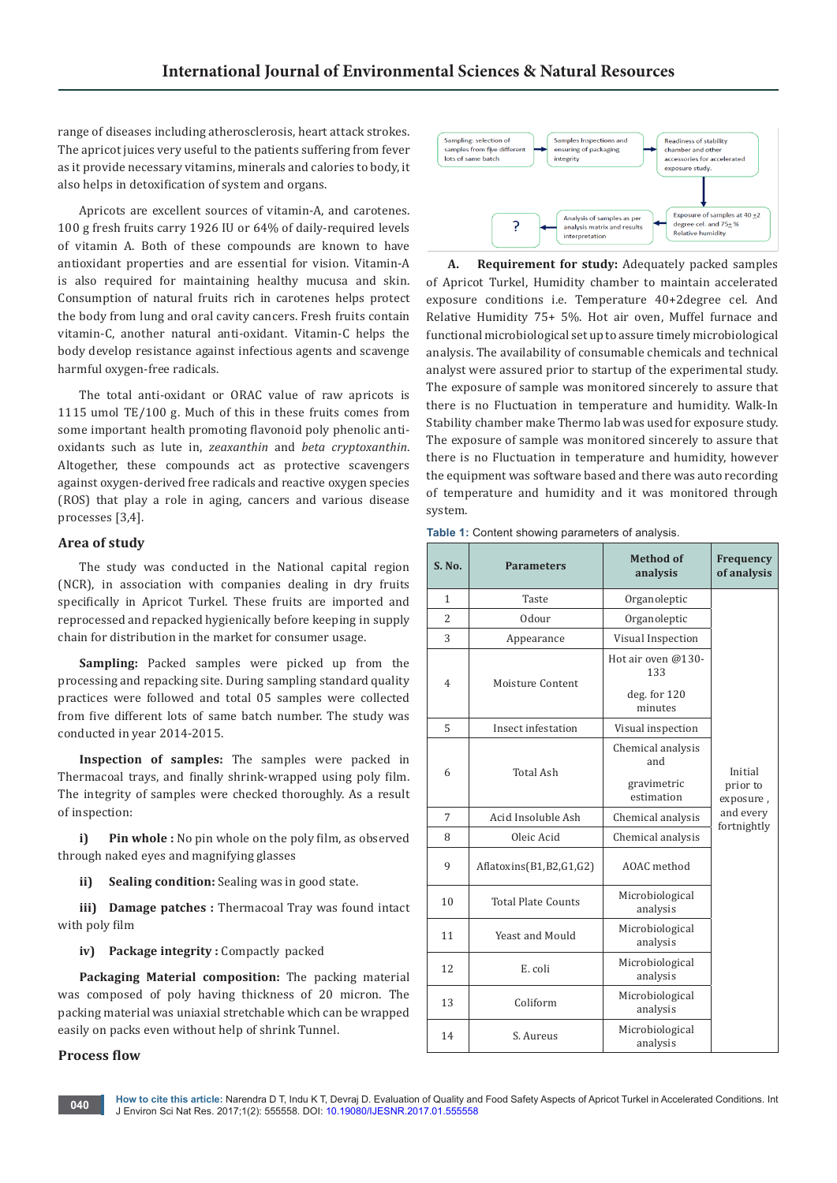range of diseases including atherosclerosis, heart attack strokes. The apricot juices very useful to the patients suffering from fever as it provide necessary vitamins, minerals and calories to body, it also helps in detoxification of system and organs.

Apricots are excellent sources of vitamin-A, and carotenes. 100 g fresh fruits carry 1926 IU or 64% of daily-required levels of vitamin A. Both of these compounds are known to have antioxidant properties and are essential for vision. Vitamin-A is also required for maintaining healthy mucusa and skin. Consumption of natural fruits rich in carotenes helps protect the body from lung and oral cavity cancers. Fresh fruits contain vitamin-C, another natural anti-oxidant. Vitamin-C helps the body develop resistance against infectious agents and scavenge harmful oxygen-free radicals.

The total anti-oxidant or ORAC value of raw apricots is 1115 umol TE/100 g. Much of this in these fruits comes from some important health promoting flavonoid poly phenolic anti-oxidants such as lute in, *zeaxanthin* and *beta cryptoxanthin*. Altogether, these compounds act as protective scavengers against oxygen-derived free radicals and reactive oxygen species (ROS) that play a role in aging, cancers and various disease processes [3,4].

## Area of study

The study was conducted in the National capital region (NCR), in association with companies dealing in dry fruits specifically in Apricot Turkel. These fruits are imported and reprocessed and repacked hygienically before keeping in supply chain for distribution in the market for consumer usage.

**Sampling:** Packed samples were picked up from the processing and repacking site. During sampling standard quality practices were followed and total 05 samples were collected from five different lots of same batch number. The study was conducted in year 2014-2015.

**Inspection of samples:** The samples were packed in Thermacoal trays, and finally shrink-wrapped using poly film. The integrity of samples were checked thoroughly. As a result of inspection:

**i) Pin whole :** No pin whole on the poly film, as observed through naked eyes and magnifying glasses

**ii) Sealing condition:** Sealing was in good state.

**iii) Damage patches :** Thermacoal Tray was found intact with poly film

**iv) Package integrity :** Compactly packed

**Packaging Material composition:** The packing material was composed of poly having thickness of 20 micron. The packing material was uniaxial stretchable which can be wrapped easily on packs even without help of shrink Tunnel.

## Process flow

Sampling: selection of samples from five different lots of same batch → Samples Inspections and ensuring of packaging integrity → Readiness of stability chamber and other accessories for accelerated exposure study → Exposure of samples at 40 ±2 degree cel. and 75± % Relative humidity → Analysis of samples as per analysis matrix and results interpretation → ?

**A. Requirement for study:** Adequately packed samples of Apricot Turkel, Humidity chamber to maintain accelerated exposure conditions i.e. Temperature 40+2degree cel. And Relative Humidity 75+ 5%. Hot air oven, Muffel furnace and functional microbiological set up to assure timely microbiological analysis. The availability of consumable chemicals and technical analyst were assured prior to startup of the experimental study. The exposure of sample was monitored sincerely to assure that there is no Fluctuation in temperature and humidity. Walk-In Stability chamber make Thermo lab was used for exposure study. The exposure of sample was monitored sincerely to assure that there is no Fluctuation in temperature and humidity, however the equipment was software based and there was auto recording of temperature and humidity and it was monitored through system.

**Table 1:** Content showing parameters of analysis.

| S. No. | Parameters | Method of analysis | Frequency of analysis |
|---|---|---|---|
| 1 | Taste | Organoleptic | Initial prior to exposure , and every fortnightly |
| 2 | Odour | Organoleptic | |
| 3 | Appearance | Visual Inspection | |
| 4 | Moisture Content | Hot air oven @130-133 deg. for 120 minutes | |
| 5 | Insect infestation | Visual inspection | |
| 6 | Total Ash | Chemical analysis and gravimetric estimation | |
| 7 | Acid Insoluble Ash | Chemical analysis | |
| 8 | Oleic Acid | Chemical analysis | |
| 9 | Aflatoxins(B1,B2,G1,G2) | AOAC method | |
| 10 | Total Plate Counts | Microbiological analysis | |
| 11 | Yeast and Mould | Microbiological analysis | |
| 12 | E. coli | Microbiological analysis | |
| 13 | Coliform | Microbiological analysis | |
| 14 | S. Aureus | Microbiological analysis | |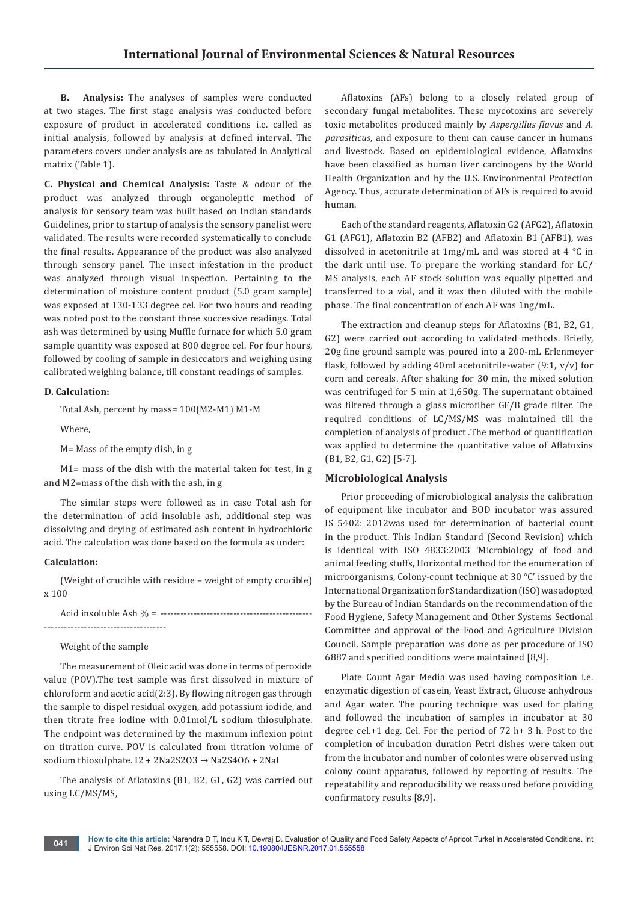**B. Analysis:** The analyses of samples were conducted at two stages. The first stage analysis was conducted before exposure of product in accelerated conditions i.e. called as initial analysis, followed by analysis at defined interval. The parameters covers under analysis are as tabulated in Analytical matrix (Table 1).

**C. Physical and Chemical Analysis:** Taste & odour of the product was analyzed through organoleptic method of analysis for sensory team was built based on Indian standards Guidelines, prior to startup of analysis the sensory panelist were validated. The results were recorded systematically to conclude the final results. Appearance of the product was also analyzed through sensory panel. The insect infestation in the product was analyzed through visual inspection. Pertaining to the determination of moisture content product (5.0 gram sample) was exposed at 130-133 degree cel. For two hours and reading was noted post to the constant three successive readings. Total ash was determined by using Muffle furnace for which 5.0 gram sample quantity was exposed at 800 degree cel. For four hours, followed by cooling of sample in desiccators and weighing using calibrated weighing balance, till constant readings of samples.

**D. Calculation:**

Total Ash, percent by mass= 100(M2-M1) M1-M

Where,

M= Mass of the empty dish, in g

M1= mass of the dish with the material taken for test, in g and M2=mass of the dish with the ash, in g

The similar steps were followed as in case Total ash for the determination of acid insoluble ash, additional step was dissolving and drying of estimated ash content in hydrochloric acid. The calculation was done based on the formula as under:

**Calculation:**

(Weight of crucible with residue – weight of empty crucible) x 100

Acid insoluble Ash % = ---------------------------------------------------------------------------------

Weight of the sample

The measurement of Oleic acid was done in terms of peroxide value (POV).The test sample was first dissolved in mixture of chloroform and acetic acid(2:3). By flowing nitrogen gas through the sample to dispel residual oxygen, add potassium iodide, and then titrate free iodine with 0.01mol/L sodium thiosulphate. The endpoint was determined by the maximum inflexion point on titration curve. POV is calculated from titration volume of sodium thiosulphate. $I_2 + 2Na_2S_2O_3 \rightarrow Na_2S_4O_6 + 2NaI$

The analysis of Aflatoxins (B1, B2, G1, G2) was carried out using LC/MS/MS,

Aflatoxins (AFs) belong to a closely related group of secondary fungal metabolites. These mycotoxins are severely toxic metabolites produced mainly by *Aspergillus flavus* and *A. parasiticus*, and exposure to them can cause cancer in humans and livestock. Based on epidemiological evidence, Aflatoxins have been classified as human liver carcinogens by the World Health Organization and by the U.S. Environmental Protection Agency. Thus, accurate determination of AFs is required to avoid human.

Each of the standard reagents, Aflatoxin G2 (AFG2), Aflatoxin G1 (AFG1), Aflatoxin B2 (AFB2) and Aflatoxin B1 (AFB1), was dissolved in acetonitrile at 1mg/mL and was stored at 4 °C in the dark until use. To prepare the working standard for LC/MS analysis, each AF stock solution was equally pipetted and transferred to a vial, and it was then diluted with the mobile phase. The final concentration of each AF was 1ng/mL.

The extraction and cleanup steps for Aflatoxins (B1, B2, G1, G2) were carried out according to validated methods. Briefly, 20g fine ground sample was poured into a 200-mL Erlenmeyer flask, followed by adding 40ml acetonitrile-water (9:1, v/v) for corn and cereals. After shaking for 30 min, the mixed solution was centrifuged for 5 min at 1,650g. The supernatant obtained was filtered through a glass microfiber GF/B grade filter. The required conditions of LC/MS/MS was maintained till the completion of analysis of product .The method of quantification was applied to determine the quantitative value of Aflatoxins (B1, B2, G1, G2) [5-7].

## Microbiological Analysis

Prior proceeding of microbiological analysis the calibration of equipment like incubator and BOD incubator was assured IS 5402: 2012was used for determination of bacterial count in the product. This Indian Standard (Second Revision) which is identical with ISO 4833:2003 'Microbiology of food and animal feeding stuffs, Horizontal method for the enumeration of microorganisms, Colony-count technique at 30 °C' issued by the International Organization for Standardization (ISO) was adopted by the Bureau of Indian Standards on the recommendation of the Food Hygiene, Safety Management and Other Systems Sectional Committee and approval of the Food and Agriculture Division Council. Sample preparation was done as per procedure of ISO 6887 and specified conditions were maintained [8,9].

Plate Count Agar Media was used having composition i.e. enzymatic digestion of casein, Yeast Extract, Glucose anhydrous and Agar water. The pouring technique was used for plating and followed the incubation of samples in incubator at 30 degree cel.+1 deg. Cel. For the period of 72 h+ 3 h. Post to the completion of incubation duration Petri dishes were taken out from the incubator and number of colonies were observed using colony count apparatus, followed by reporting of results. The repeatability and reproducibility we reassured before providing confirmatory results [8,9].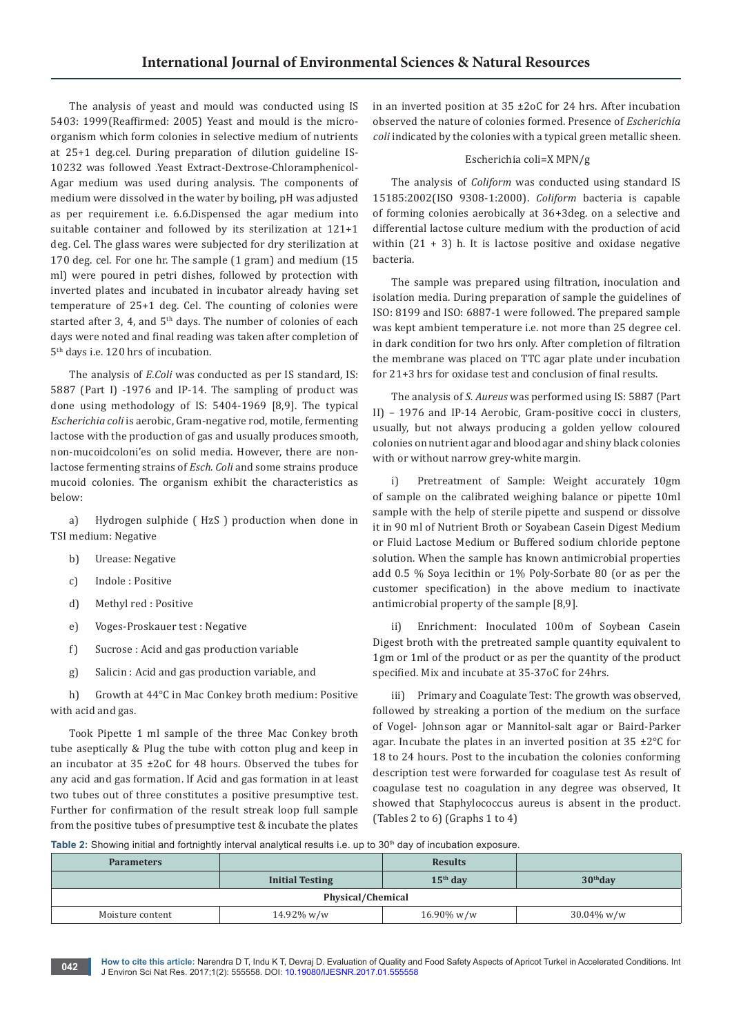The analysis of yeast and mould was conducted using IS 5403: 1999(Reaffirmed: 2005) Yeast and mould is the micro-organism which form colonies in selective medium of nutrients at 25+1 deg.cel. During preparation of dilution guideline IS-10232 was followed .Yeast Extract-Dextrose-Chloramphenicol-Agar medium was used during analysis. The components of medium were dissolved in the water by boiling, pH was adjusted as per requirement i.e. 6.6.Dispensed the agar medium into suitable container and followed by its sterilization at 121+1 deg. Cel. The glass wares were subjected for dry sterilization at 170 deg. cel. For one hr. The sample (1 gram) and medium (15 ml) were poured in petri dishes, followed by protection with inverted plates and incubated in incubator already having set temperature of 25+1 deg. Cel. The counting of colonies were started after 3, 4, and 5th days. The number of colonies of each days were noted and final reading was taken after completion of 5th days i.e. 120 hrs of incubation.

The analysis of *E.Coli* was conducted as per IS standard, IS: 5887 (Part I) -1976 and IP-14. The sampling of product was done using methodology of IS: 5404-1969 [8,9]. The typical *Escherichia coli* is aerobic, Gram-negative rod, motile, fermenting lactose with the production of gas and usually produces smooth, non-mucoidcoloni'es on solid media. However, there are non-lactose fermenting strains of *Esch. Coli* and some strains produce mucoid colonies. The organism exhibit the characteristics as below:

a) Hydrogen sulphide ( HzS ) production when done in TSI medium: Negative

b) Urease: Negative

c) Indole : Positive

d) Methyl red : Positive

e) Voges-Proskauer test : Negative

f) Sucrose : Acid and gas production variable

g) Salicin : Acid and gas production variable, and

h) Growth at 44°C in Mac Conkey broth medium: Positive with acid and gas.

Took Pipette 1 ml sample of the three Mac Conkey broth tube aseptically & Plug the tube with cotton plug and keep in an incubator at 35 ±2oC for 48 hours. Observed the tubes for any acid and gas formation. If Acid and gas formation in at least two tubes out of three constitutes a positive presumptive test. Further for confirmation of the result streak loop full sample from the positive tubes of presumptive test & incubate the plates in an inverted position at 35 ±2oC for 24 hrs. After incubation observed the nature of colonies formed. Presence of *Escherichia coli* indicated by the colonies with a typical green metallic sheen.

Escherichia coli=X MPN/g

The analysis of *Coliform* was conducted using standard IS 15185:2002(ISO 9308-1:2000). *Coliform* bacteria is capable of forming colonies aerobically at 36+3deg. on a selective and differential lactose culture medium with the production of acid within (21 + 3) h. It is lactose positive and oxidase negative bacteria.

The sample was prepared using filtration, inoculation and isolation media. During preparation of sample the guidelines of ISO: 8199 and ISO: 6887-1 were followed. The prepared sample was kept ambient temperature i.e. not more than 25 degree cel. in dark condition for two hrs only. After completion of filtration the membrane was placed on TTC agar plate under incubation for 21+3 hrs for oxidase test and conclusion of final results.

The analysis of *S. Aureus* was performed using IS: 5887 (Part II) – 1976 and IP-14 Aerobic, Gram-positive cocci in clusters, usually, but not always producing a golden yellow coloured colonies on nutrient agar and blood agar and shiny black colonies with or without narrow grey-white margin.

i) Pretreatment of Sample: Weight accurately 10gm of sample on the calibrated weighing balance or pipette 10ml sample with the help of sterile pipette and suspend or dissolve it in 90 ml of Nutrient Broth or Soyabean Casein Digest Medium or Fluid Lactose Medium or Buffered sodium chloride peptone solution. When the sample has known antimicrobial properties add 0.5 % Soya lecithin or 1% Poly-Sorbate 80 (or as per the customer specification) in the above medium to inactivate antimicrobial property of the sample [8,9].

ii) Enrichment: Inoculated 100m of Soybean Casein Digest broth with the pretreated sample quantity equivalent to 1gm or 1ml of the product or as per the quantity of the product specified. Mix and incubate at 35-37oC for 24hrs.

iii) Primary and Coagulate Test: The growth was observed, followed by streaking a portion of the medium on the surface of Vogel- Johnson agar or Mannitol-salt agar or Baird-Parker agar. Incubate the plates in an inverted position at 35 ±2°C for 18 to 24 hours. Post to the incubation the colonies conforming description test were forwarded for coagulase test As result of coagulase test no coagulation in any degree was observed, It showed that Staphylococcus aureus is absent in the product. (Tables 2 to 6) (Graphs 1 to 4)

**Table 2:** Showing initial and fortnightly interval analytical results i.e. up to 30th day of incubation exposure.

| Parameters | | Results | |
|---|---|---|---|
| | Initial Testing | 15th day | 30thday |
| **Physical/Chemical** | | | |
| Moisture content | 14.92% w/w | 16.90% w/w | 30.04% w/w |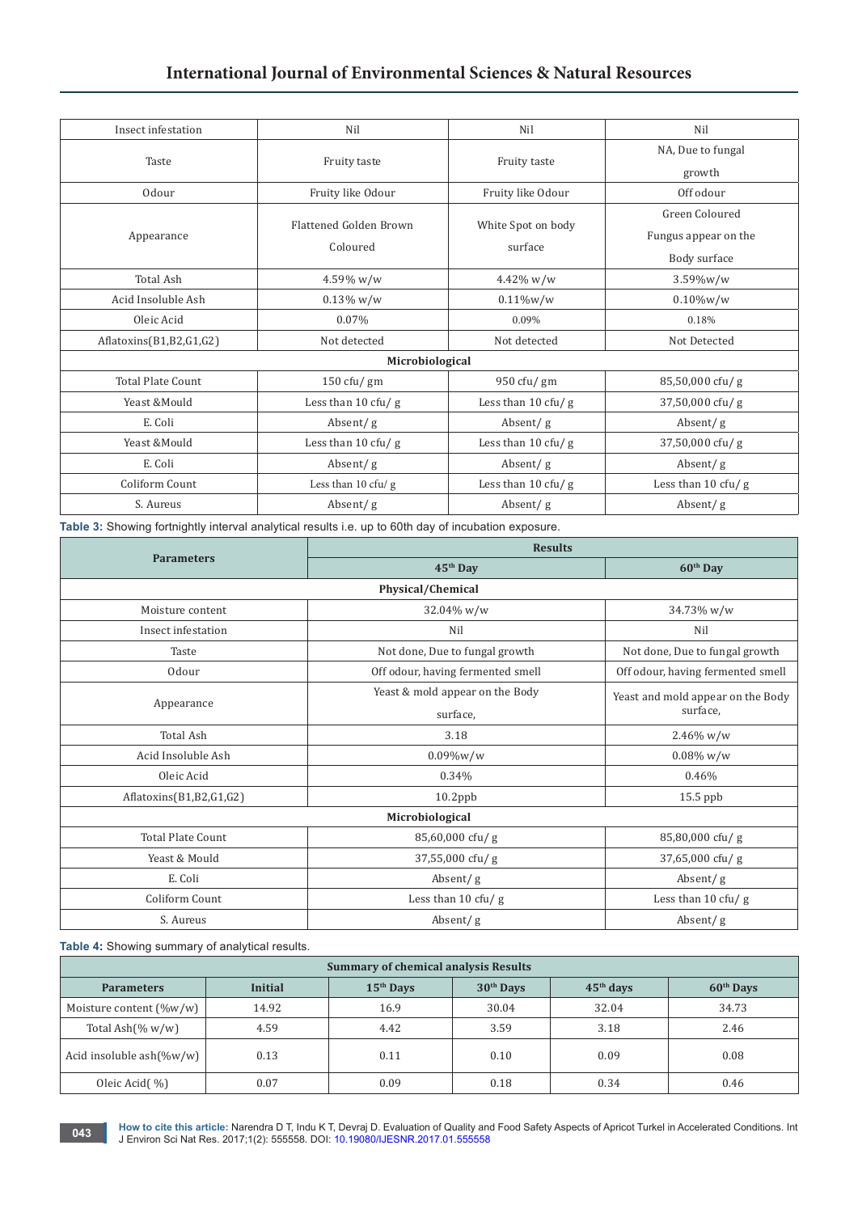| Insect infestation | Nil | Nil | Nil |
|---|---|---|---|
| Taste | Fruity taste | Fruity taste | NA, Due to fungal growth |
| Odour | Fruity like Odour | Fruity like Odour | Off odour |
| Appearance | Flattened Golden Brown Coloured | White Spot on body surface | Green Coloured Fungus appear on the Body surface |
| Total Ash | 4.59% w/w | 4.42% w/w | 3.59%w/w |
| Acid Insoluble Ash | 0.13% w/w | 0.11%w/w | 0.10%w/w |
| Oleic Acid | 0.07% | 0.09% | 0.18% |
| Aflatoxins(B1,B2,G1,G2) | Not detected | Not detected | Not Detected |
| **Microbiological** | | | |
| Total Plate Count | 150 cfu/ gm | 950 cfu/ gm | 85,50,000 cfu/ g |
| Yeast &Mould | Less than 10 cfu/ g | Less than 10 cfu/ g | 37,50,000 cfu/ g |
| E. Coli | Absent/ g | Absent/ g | Absent/ g |
| Yeast &Mould | Less than 10 cfu/ g | Less than 10 cfu/ g | 37,50,000 cfu/ g |
| E. Coli | Absent/ g | Absent/ g | Absent/ g |
| Coliform Count | Less than 10 cfu/ g | Less than 10 cfu/ g | Less than 10 cfu/ g |
| S. Aureus | Absent/ g | Absent/ g | Absent/ g |

**Table 3:** Showing fortnightly interval analytical results i.e. up to 60th day of incubation exposure.

| Parameters | Results | |
|---|---|---|
| | 45th Day | 60th Day |
| **Physical/Chemical** | | |
| Moisture content | 32.04% w/w | 34.73% w/w |
| Insect infestation | Nil | Nil |
| Taste | Not done, Due to fungal growth | Not done, Due to fungal growth |
| Odour | Off odour, having fermented smell | Off odour, having fermented smell |
| Appearance | Yeast & mold appear on the Body surface, | Yeast and mold appear on the Body surface, |
| Total Ash | 3.18 | 2.46% w/w |
| Acid Insoluble Ash | 0.09%w/w | 0.08% w/w |
| Oleic Acid | 0.34% | 0.46% |
| Aflatoxins(B1,B2,G1,G2) | 10.2ppb | 15.5 ppb |
| **Microbiological** | | |
| Total Plate Count | 85,60,000 cfu/ g | 85,80,000 cfu/ g |
| Yeast & Mould | 37,55,000 cfu/ g | 37,65,000 cfu/ g |
| E. Coli | Absent/ g | Absent/ g |
| Coliform Count | Less than 10 cfu/ g | Less than 10 cfu/ g |
| S. Aureus | Absent/ g | Absent/ g |

**Table 4:** Showing summary of analytical results.

| Summary of chemical analysis Results | | | | | |
|---|---|---|---|---|---|
| Parameters | Initial | 15th Days | 30th Days | 45th days | 60th Days |
| Moisture content (%w/w) | 14.92 | 16.9 | 30.04 | 32.04 | 34.73 |
| Total Ash(% w/w) | 4.59 | 4.42 | 3.59 | 3.18 | 2.46 |
| Acid insoluble ash(%w/w) | 0.13 | 0.11 | 0.10 | 0.09 | 0.08 |
| Oleic Acid( %) | 0.07 | 0.09 | 0.18 | 0.34 | 0.46 |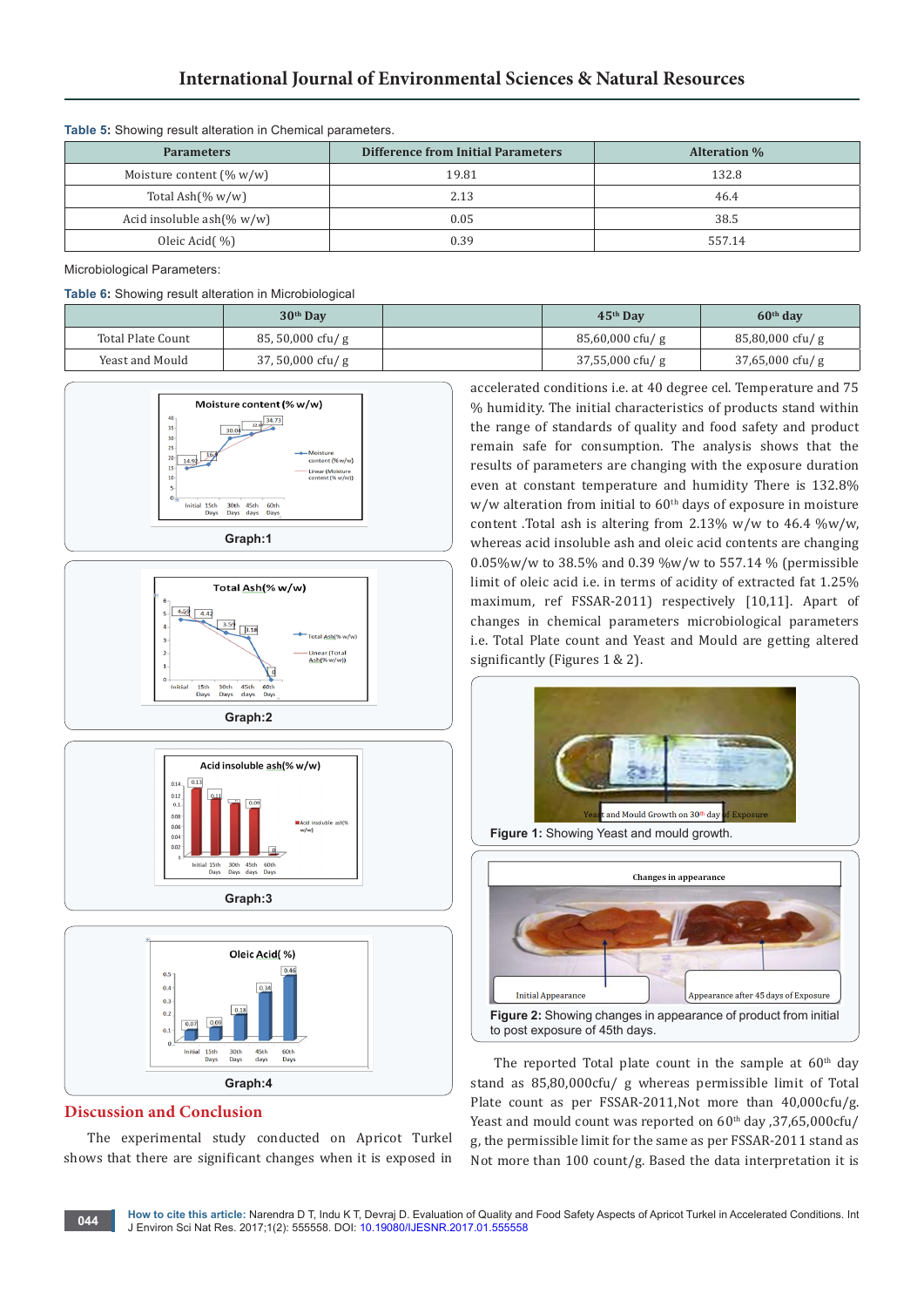**Table 5:** Showing result alteration in Chemical parameters.

| Parameters | Difference from Initial Parameters | Alteration % |
|---|---|---|
| Moisture content (% w/w) | 19.81 | 132.8 |
| Total Ash(% w/w) | 2.13 | 46.4 |
| Acid insoluble ash(% w/w) | 0.05 | 38.5 |
| Oleic Acid( %) | 0.39 | 557.14 |

Microbiological Parameters:

**Table 6:** Showing result alteration in Microbiological

| | 30th Day | | 45th Day | 60th day |
|---|---|---|---|---|
| Total Plate Count | 85, 50,000 cfu/ g | | 85,60,000 cfu/ g | 85,80,000 cfu/ g |
| Yeast and Mould | 37, 50,000 cfu/ g | | 37,55,000 cfu/ g | 37,65,000 cfu/ g |

Graph:1

Graph:2

Graph:3

Graph:4

## Discussion and Conclusion

The experimental study conducted on Apricot Turkel shows that there are significant changes when it is exposed in accelerated conditions i.e. at 40 degree cel. Temperature and 75 % humidity. The initial characteristics of products stand within the range of standards of quality and food safety and product remain safe for consumption. The analysis shows that the results of parameters are changing with the exposure duration even at constant temperature and humidity There is 132.8% w/w alteration from initial to 60th days of exposure in moisture content .Total ash is altering from 2.13% w/w to 46.4 %w/w, whereas acid insoluble ash and oleic acid contents are changing 0.05%w/w to 38.5% and 0.39 %w/w to 557.14 % (permissible limit of oleic acid i.e. in terms of acidity of extracted fat 1.25% maximum, ref FSSAR-2011) respectively [10,11]. Apart of changes in chemical parameters microbiological parameters i.e. Total Plate count and Yeast and Mould are getting altered significantly (Figures 1 & 2).

**Figure 1:** Showing Yeast and mould growth.

**Figure 2:** Showing changes in appearance of product from initial to post exposure of 45th days.

The reported Total plate count in the sample at 60th day stand as 85,80,000cfu/ g whereas permissible limit of Total Plate count as per FSSAR-2011,Not more than 40,000cfu/g. Yeast and mould count was reported on 60th day ,37,65,000cfu/ g, the permissible limit for the same as per FSSAR-2011 stand as Not more than 100 count/g. Based the data interpretation it is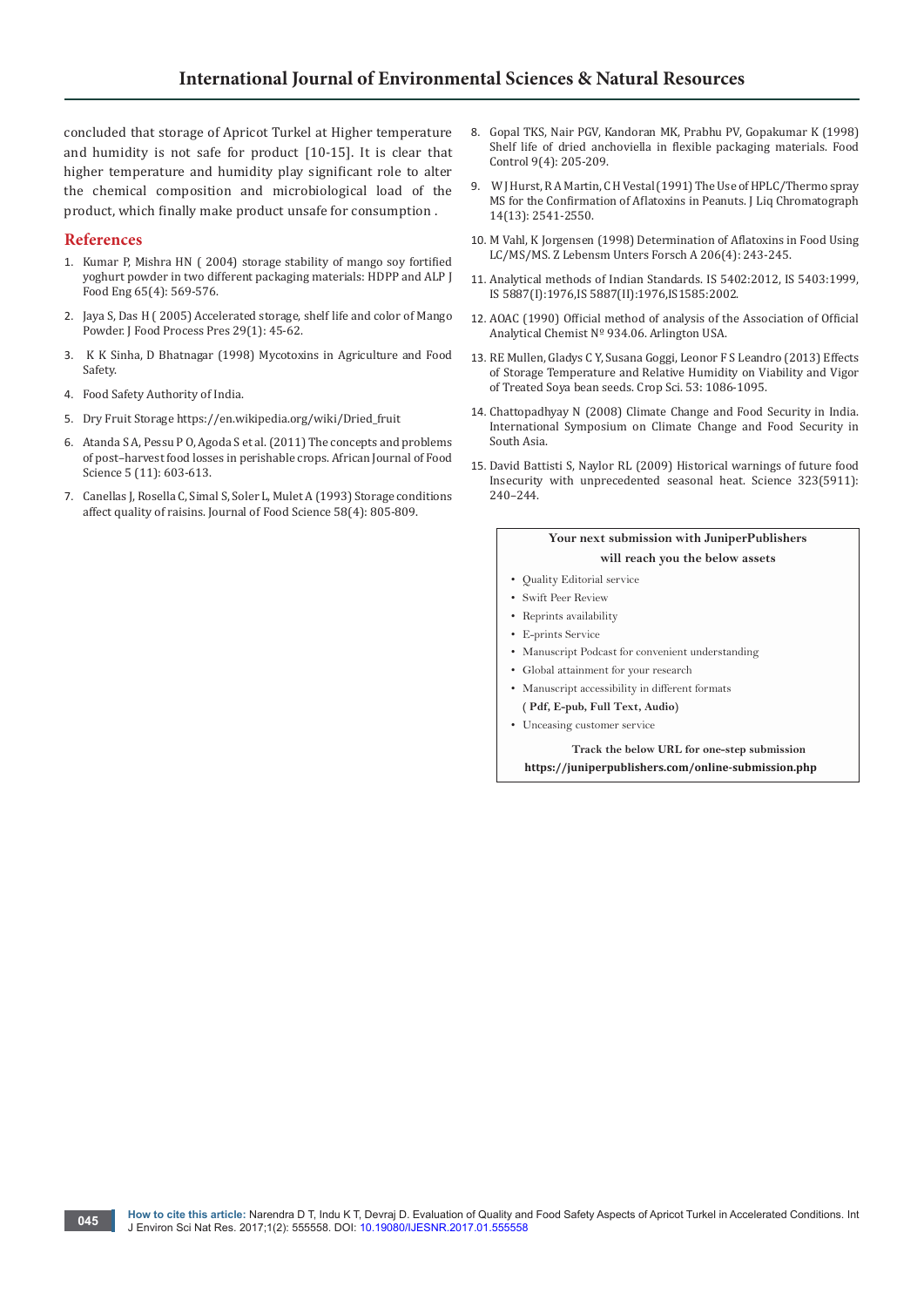concluded that storage of Apricot Turkel at Higher temperature and humidity is not safe for product [10-15]. It is clear that higher temperature and humidity play significant role to alter the chemical composition and microbiological load of the product, which finally make product unsafe for consumption .

## References

1. Kumar P, Mishra HN ( 2004) storage stability of mango soy fortified yoghurt powder in two different packaging materials: HDPP and ALP J Food Eng 65(4): 569-576.
2. Jaya S, Das H ( 2005) Accelerated storage, shelf life and color of Mango Powder. J Food Process Pres 29(1): 45-62.
3. K K Sinha, D Bhatnagar (1998) Mycotoxins in Agriculture and Food Safety.
4. Food Safety Authority of India.
5. Dry Fruit Storage https://en.wikipedia.org/wiki/Dried_fruit
6. Atanda S A, Pessu P O, Agoda S et al. (2011) The concepts and problems of post–harvest food losses in perishable crops. African Journal of Food Science 5 (11): 603-613.
7. Canellas J, Rosella C, Simal S, Soler L, Mulet A (1993) Storage conditions affect quality of raisins. Journal of Food Science 58(4): 805-809.
8. Gopal TKS, Nair PGV, Kandoran MK, Prabhu PV, Gopakumar K (1998) Shelf life of dried anchoviella in flexible packaging materials. Food Control 9(4): 205-209.
9. W J Hurst, R A Martin, C H Vestal (1991) The Use of HPLC/Thermo spray MS for the Confirmation of Aflatoxins in Peanuts. J Liq Chromatograph 14(13): 2541-2550.
10. M Vahl, K Jorgensen (1998) Determination of Aflatoxins in Food Using LC/MS/MS. Z Lebensm Unters Forsch A 206(4): 243-245.
11. Analytical methods of Indian Standards. IS 5402:2012, IS 5403:1999, IS 5887(I):1976,IS 5887(II):1976,IS1585:2002.
12. AOAC (1990) Official method of analysis of the Association of Official Analytical Chemist Nº 934.06. Arlington USA.
13. RE Mullen, Gladys C Y, Susana Goggi, Leonor F S Leandro (2013) Effects of Storage Temperature and Relative Humidity on Viability and Vigor of Treated Soya bean seeds. Crop Sci. 53: 1086-1095.
14. Chattopadhyay N (2008) Climate Change and Food Security in India. International Symposium on Climate Change and Food Security in South Asia.
15. David Battisti S, Naylor RL (2009) Historical warnings of future food Insecurity with unprecedented seasonal heat. Science 323(5911): 240–244.

**Your next submission with JuniperPublishers will reach you the below assets**

- Quality Editorial service
- Swift Peer Review
- Reprints availability
- E-prints Service
- Manuscript Podcast for convenient understanding
- Global attainment for your research
- Manuscript accessibility in different formats
  **( Pdf, E-pub, Full Text, Audio)**
- Unceasing customer service

**Track the below URL for one-step submission**
**https://juniperpublishers.com/online-submission.php**